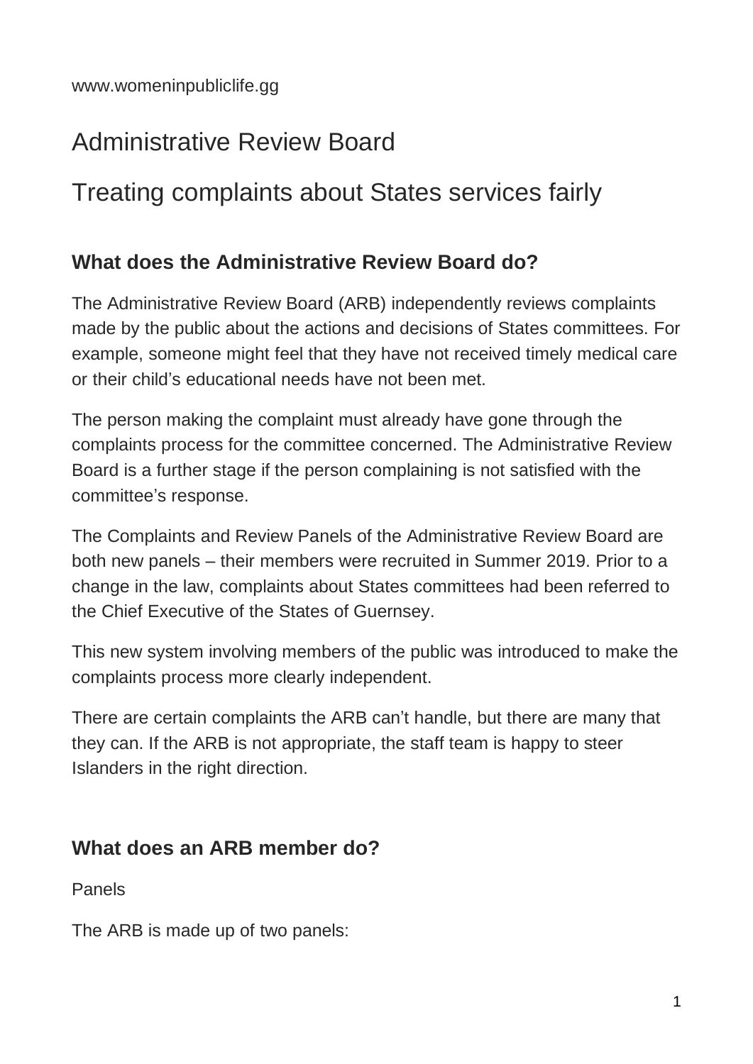www.womeninpubliclife.gg

# Administrative Review Board

# Treating complaints about States services fairly

## What does the Administrative Review Board do?

The Administrative Review Board (ARB) independently reviews complaints made by the public about the actions and decisions of States committees. For example, someone might feel that they have not received timely medical care or their child's educational needs have not been met.

The person making the complaint must already have gone through the complaints process for the committee concerned. The Administrative Review Board is a further stage if the person complaining is not satisfied with the committee's response.

The Complaints and Review Panels of the Administrative Review Board are both new panels – their members were recruited in Summer 2019. Prior to a change in the law, complaints about States committees had been referred to the Chief Executive of the States of Guernsey.

This new system involving members of the public was introduced to make the complaints process more clearly independent.

There are certain complaints the ARB can't handle, but there are many that they can. If the ARB is not appropriate, the staff team is happy to steer Islanders in the right direction.

## What does an ARB member do?

Panels

The ARB is made up of two panels: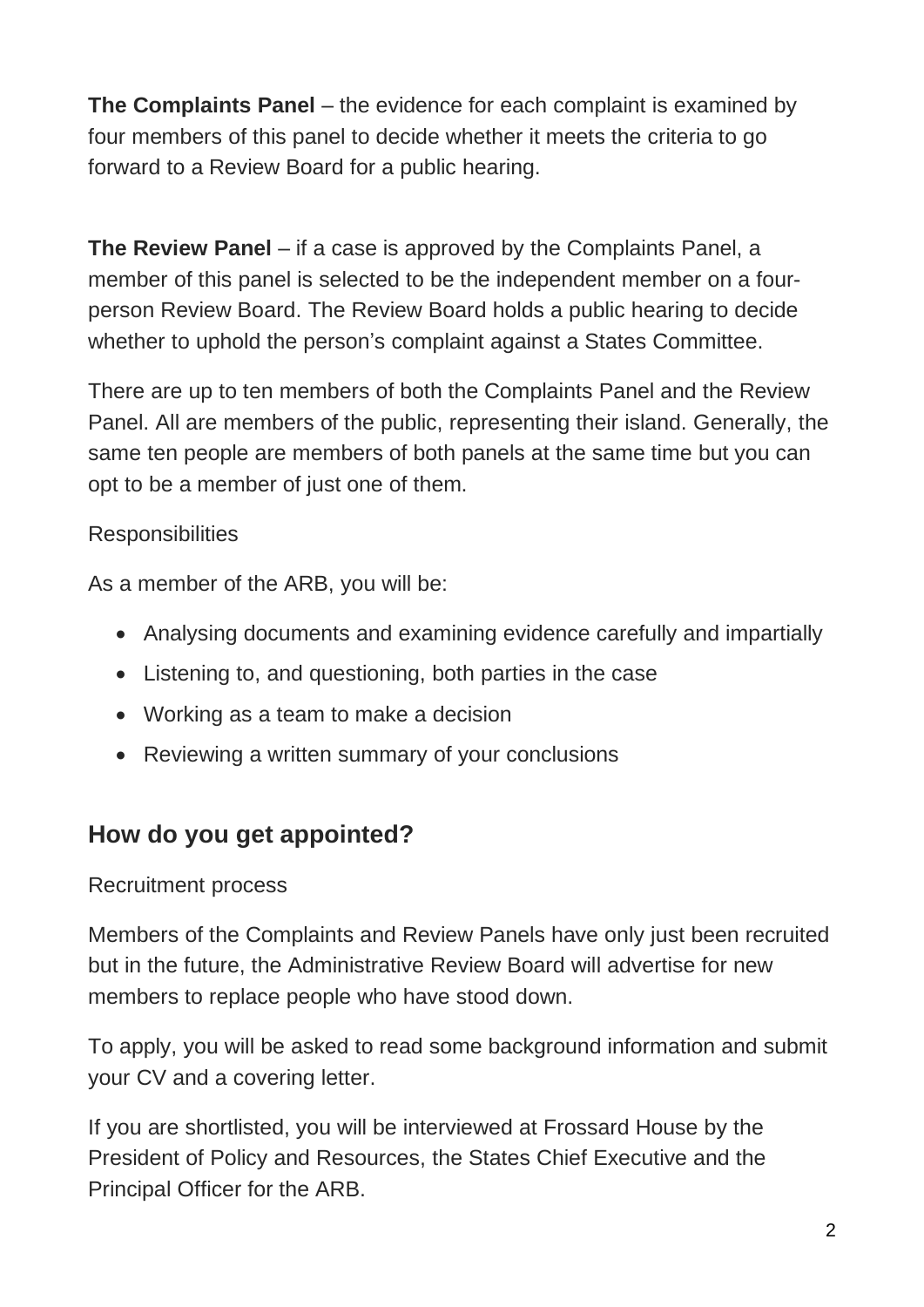**The Complaints Panel** – the evidence for each complaint is examined by four members of this panel to decide whether it meets the criteria to go forward to a Review Board for a public hearing.

**The Review Panel** – if a case is approved by the Complaints Panel, a member of this panel is selected to be the independent member on a four-person Review Board. The Review Board holds a public hearing to decide whether to uphold the person's complaint against a States Committee.

There are up to ten members of both the Complaints Panel and the Review Panel. All are members of the public, representing their island. Generally, the same ten people are members of both panels at the same time but you can opt to be a member of just one of them.

Responsibilities

As a member of the ARB, you will be:

- Analysing documents and examining evidence carefully and impartially
- Listening to, and questioning, both parties in the case
- Working as a team to make a decision
- Reviewing a written summary of your conclusions

## How do you get appointed?

Recruitment process

Members of the Complaints and Review Panels have only just been recruited but in the future, the Administrative Review Board will advertise for new members to replace people who have stood down.

To apply, you will be asked to read some background information and submit your CV and a covering letter.

If you are shortlisted, you will be interviewed at Frossard House by the President of Policy and Resources, the States Chief Executive and the Principal Officer for the ARB.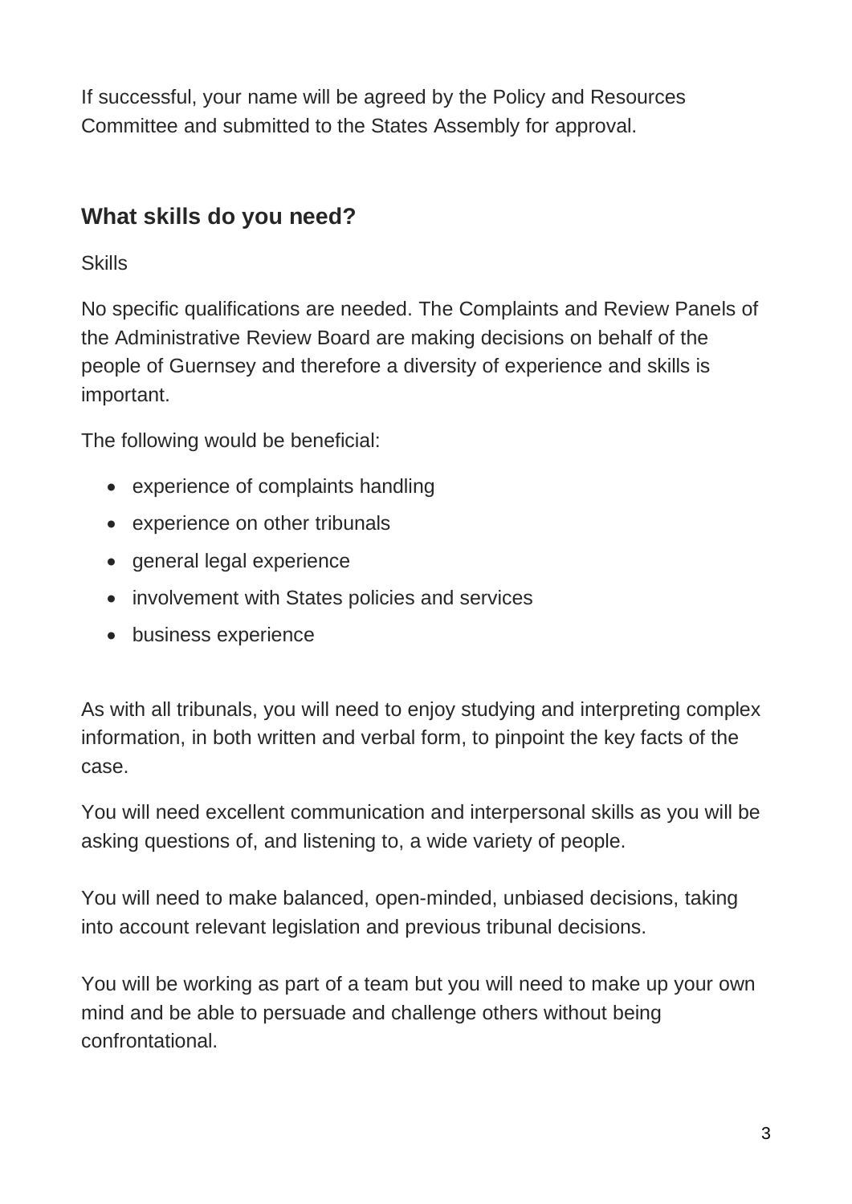If successful, your name will be agreed by the Policy and Resources Committee and submitted to the States Assembly for approval.

## What skills do you need?

Skills

No specific qualifications are needed. The Complaints and Review Panels of the Administrative Review Board are making decisions on behalf of the people of Guernsey and therefore a diversity of experience and skills is important.

The following would be beneficial:

- experience of complaints handling
- experience on other tribunals
- general legal experience
- involvement with States policies and services
- business experience

As with all tribunals, you will need to enjoy studying and interpreting complex information, in both written and verbal form, to pinpoint the key facts of the case.

You will need excellent communication and interpersonal skills as you will be asking questions of, and listening to, a wide variety of people.

You will need to make balanced, open-minded, unbiased decisions, taking into account relevant legislation and previous tribunal decisions.

You will be working as part of a team but you will need to make up your own mind and be able to persuade and challenge others without being confrontational.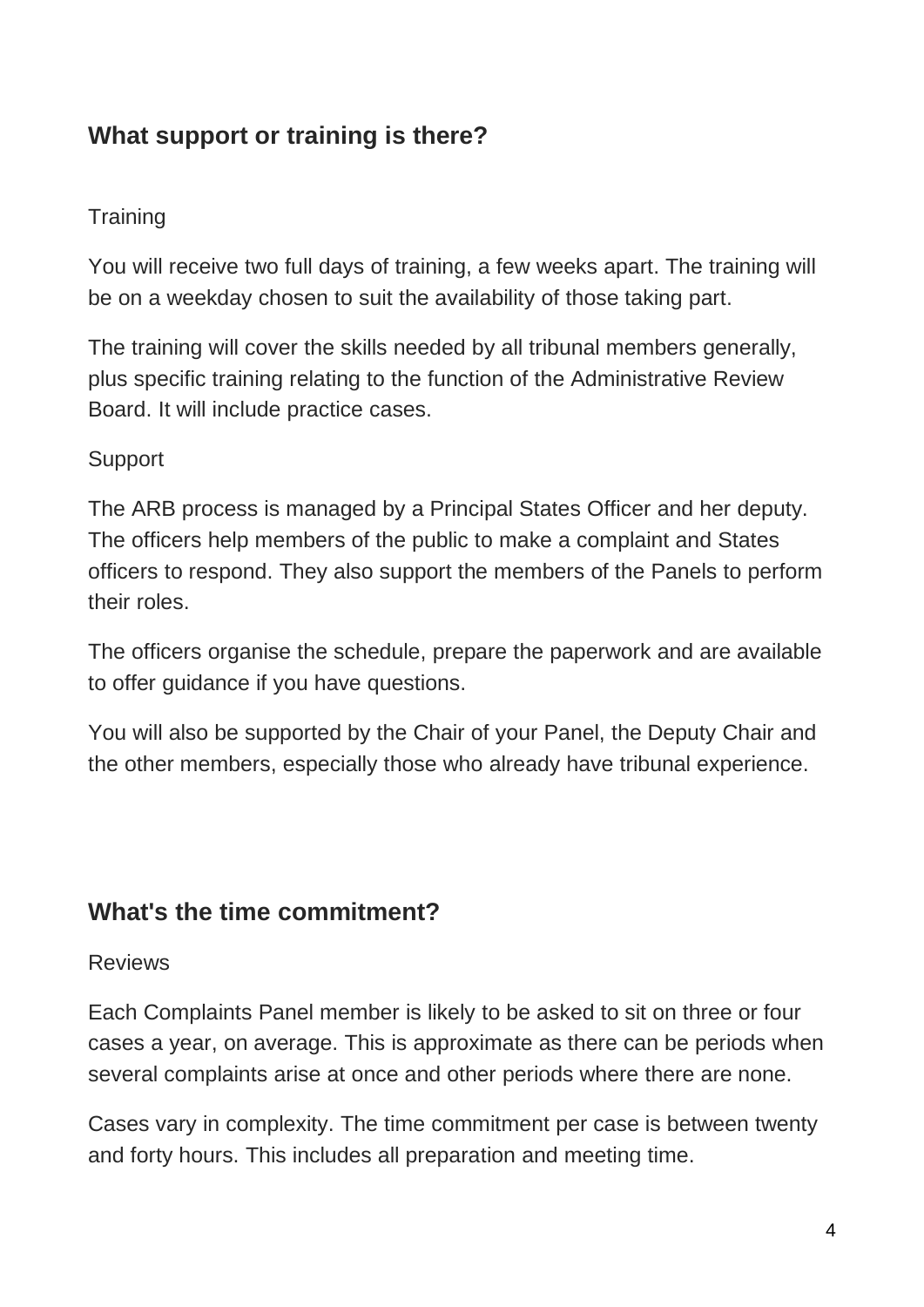## What support or training is there?

### Training

You will receive two full days of training, a few weeks apart. The training will be on a weekday chosen to suit the availability of those taking part.

The training will cover the skills needed by all tribunal members generally, plus specific training relating to the function of the Administrative Review Board. It will include practice cases.

### Support

The ARB process is managed by a Principal States Officer and her deputy. The officers help members of the public to make a complaint and States officers to respond. They also support the members of the Panels to perform their roles.

The officers organise the schedule, prepare the paperwork and are available to offer guidance if you have questions.

You will also be supported by the Chair of your Panel, the Deputy Chair and the other members, especially those who already have tribunal experience.

## What's the time commitment?

### Reviews

Each Complaints Panel member is likely to be asked to sit on three or four cases a year, on average. This is approximate as there can be periods when several complaints arise at once and other periods where there are none.

Cases vary in complexity. The time commitment per case is between twenty and forty hours. This includes all preparation and meeting time.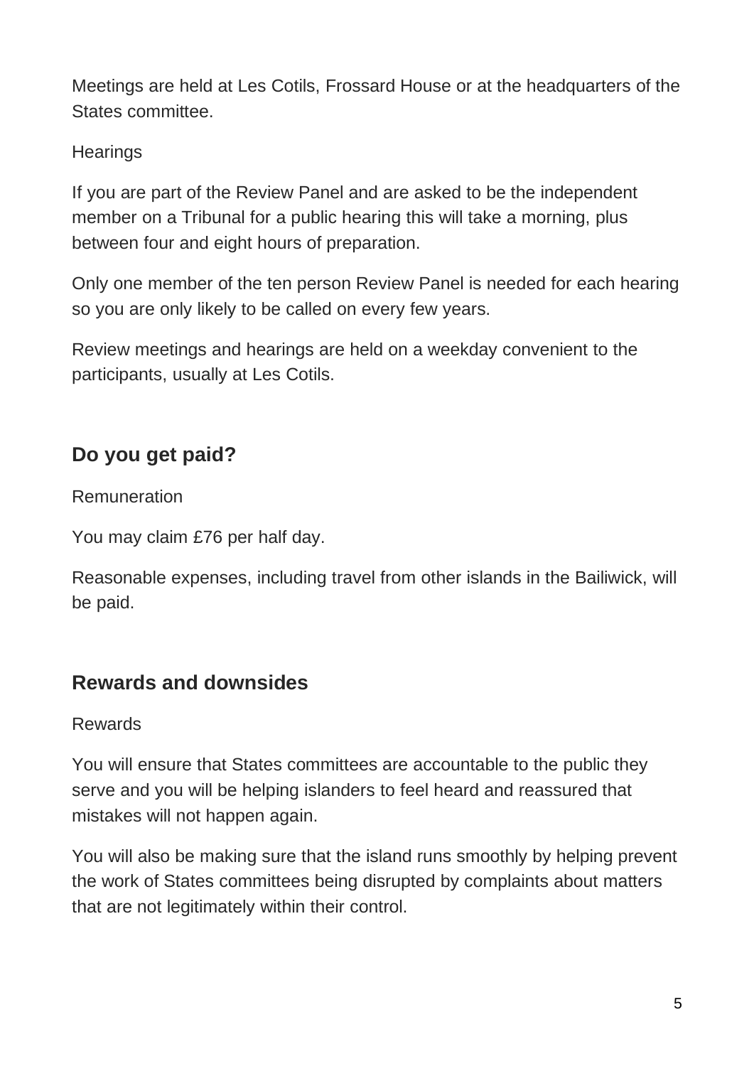Meetings are held at Les Cotils, Frossard House or at the headquarters of the States committee.

Hearings

If you are part of the Review Panel and are asked to be the independent member on a Tribunal for a public hearing this will take a morning, plus between four and eight hours of preparation.

Only one member of the ten person Review Panel is needed for each hearing so you are only likely to be called on every few years.

Review meetings and hearings are held on a weekday convenient to the participants, usually at Les Cotils.

## Do you get paid?

Remuneration

You may claim £76 per half day.

Reasonable expenses, including travel from other islands in the Bailiwick, will be paid.

## Rewards and downsides

Rewards

You will ensure that States committees are accountable to the public they serve and you will be helping islanders to feel heard and reassured that mistakes will not happen again.

You will also be making sure that the island runs smoothly by helping prevent the work of States committees being disrupted by complaints about matters that are not legitimately within their control.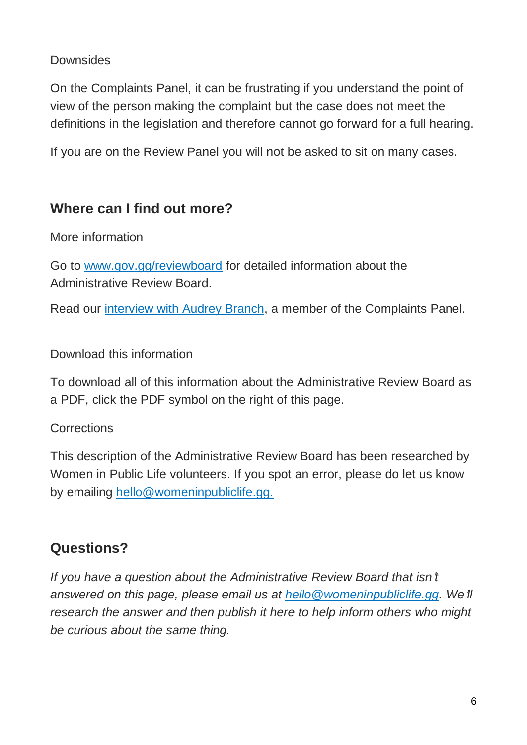Downsides

On the Complaints Panel, it can be frustrating if you understand the point of view of the person making the complaint but the case does not meet the definitions in the legislation and therefore cannot go forward for a full hearing.

If you are on the Review Panel you will not be asked to sit on many cases.

## Where can I find out more?

More information

Go to [www.gov.gg/reviewboard](www.gov.gg/reviewboard) for detailed information about the Administrative Review Board.

Read our [interview with Audrey Branch](), a member of the Complaints Panel.

Download this information

To download all of this information about the Administrative Review Board as a PDF, click the PDF symbol on the right of this page.

Corrections

This description of the Administrative Review Board has been researched by Women in Public Life volunteers. If you spot an error, please do let us know by emailing [hello@womeninpubliclife.gg.](mailto:hello@womeninpubliclife.gg)

## Questions?

*If you have a question about the Administrative Review Board that isn't answered on this page, please email us at [hello@womeninpubliclife.gg](mailto:hello@womeninpubliclife.gg). We'll research the answer and then publish it here to help inform others who might be curious about the same thing.*